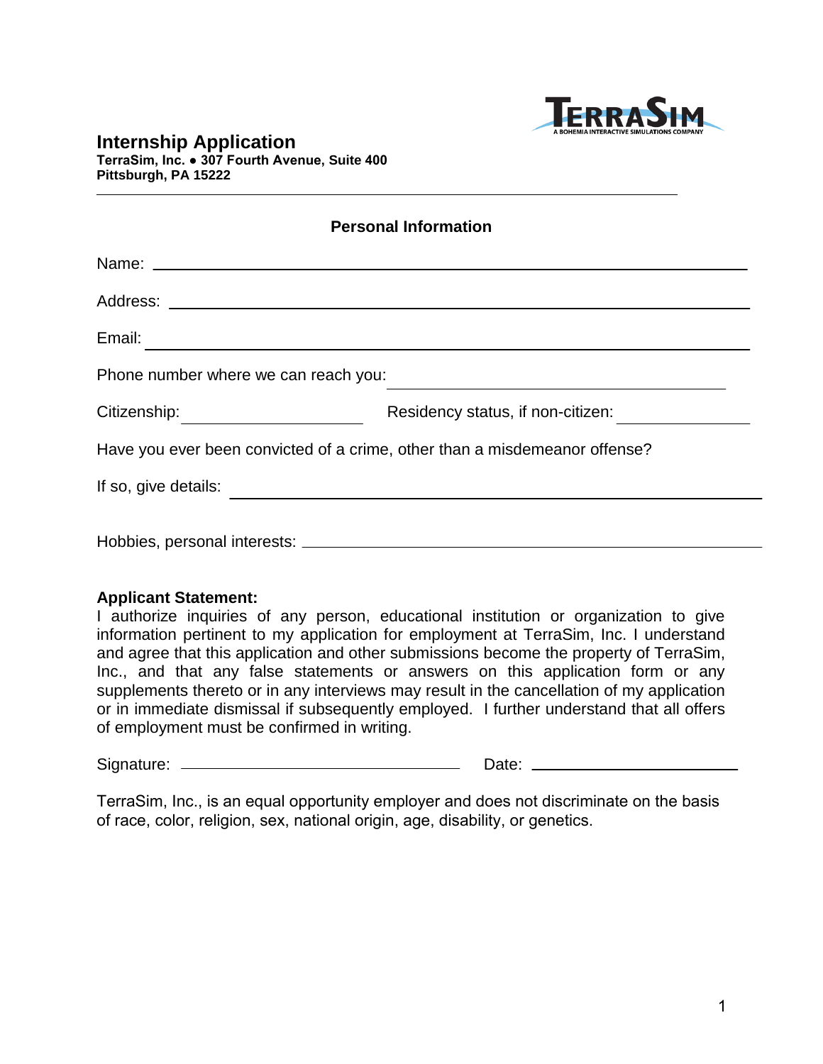# Internship Application

**TerraSim, Inc. ● 307 Fourth Avenue, Suite 400**
**Pittsburgh, PA 15222**

---

## Personal Information

Name: ______________________________________________________________

Address: ____________________________________________________________

Email: ______________________________________________________________

Phone number where we can reach you: ______________________________

Citizenship: __________________ Residency status, if non-citizen: ______________

Have you ever been convicted of a crime, other than a misdemeanor offense?

If so, give details: ______________________________________________________

Hobbies, personal interests: ______________________________________________

**Applicant Statement:**
I authorize inquiries of any person, educational institution or organization to give information pertinent to my application for employment at TerraSim, Inc. I understand and agree that this application and other submissions become the property of TerraSim, Inc., and that any false statements or answers on this application form or any supplements thereto or in any interviews may result in the cancellation of my application or in immediate dismissal if subsequently employed. I further understand that all offers of employment must be confirmed in writing.

Signature: ______________________________ Date: ______________________

TerraSim, Inc., is an equal opportunity employer and does not discriminate on the basis of race, color, religion, sex, national origin, age, disability, or genetics.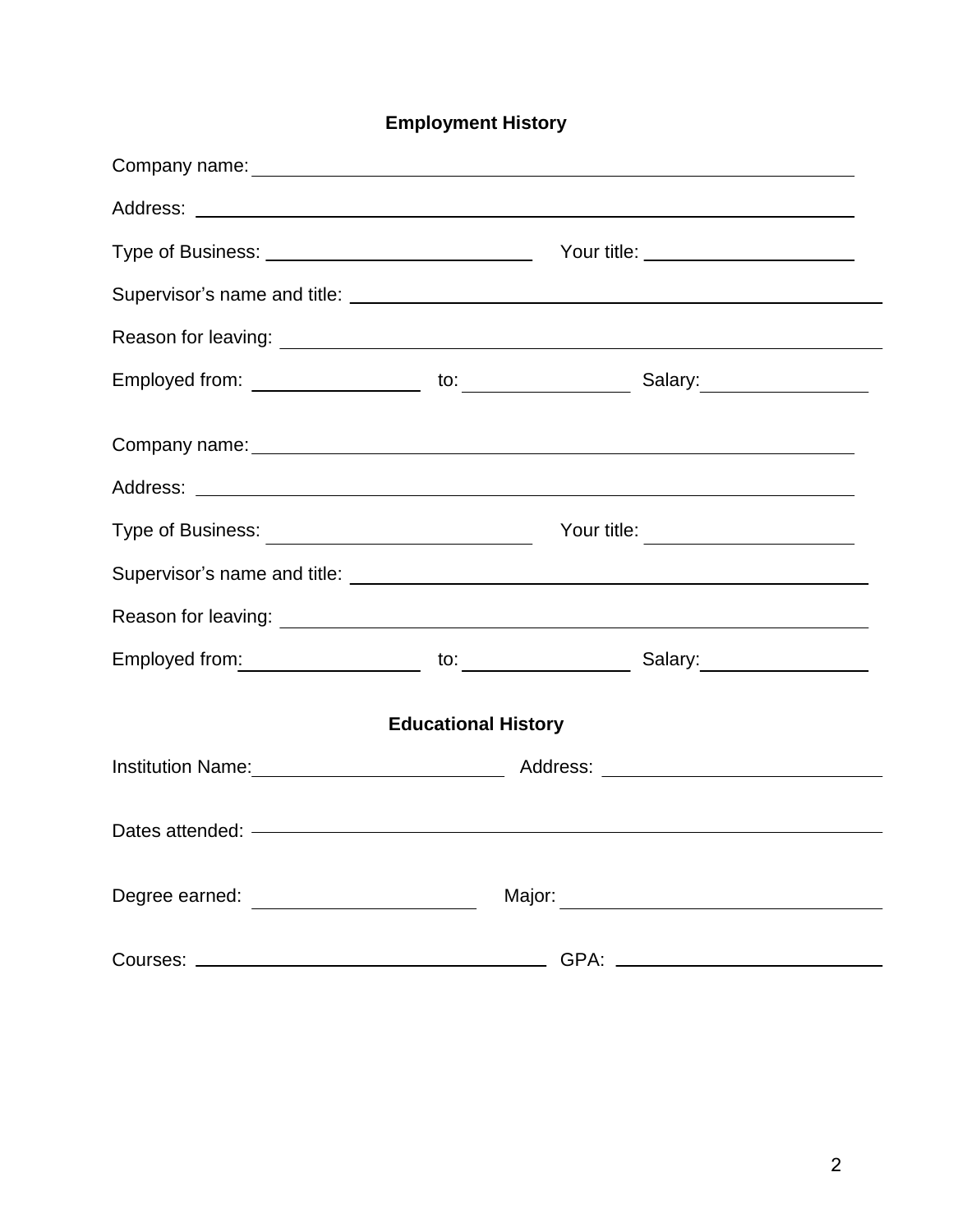## Employment History

Company name: ______________________________________________

Address: ______________________________________________

Type of Business: ______________________ Your title: ______________________

Supervisor's name and title: ______________________________________________

Reason for leaving: ______________________________________________

Employed from: ______________ to: ______________ Salary: ______________

Company name: ______________________________________________

Address: ______________________________________________

Type of Business: ______________________ Your title: ______________________

Supervisor's name and title: ______________________________________________

Reason for leaving: ______________________________________________

Employed from: ______________ to: ______________ Salary: ______________

## Educational History

Institution Name: ______________________ Address: ______________________

Dates attended: ______________________________________________

Degree earned: ______________________ Major: ______________________

Courses: ______________________ GPA: ______________________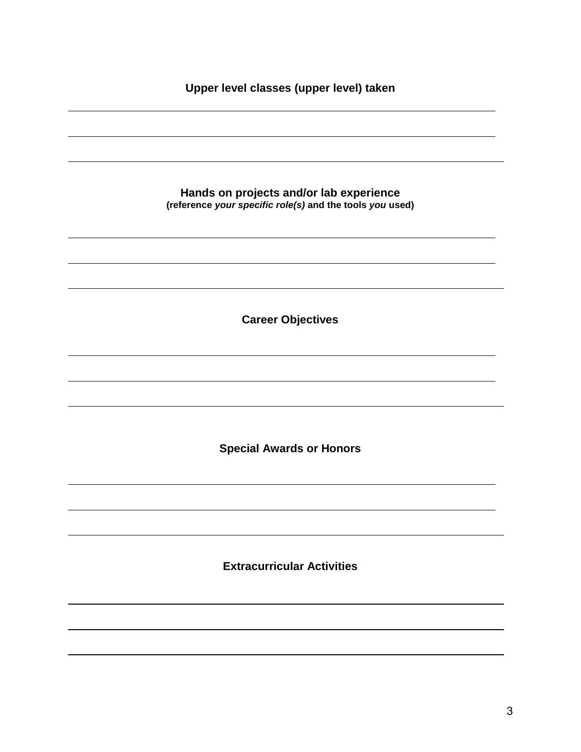**Upper level classes (upper level) taken**

______________________________________________________________________

______________________________________________________________________

______________________________________________________________________

**Hands on projects and/or lab experience**
**(reference *your specific role(s)* and the tools *you* used)**

______________________________________________________________________

______________________________________________________________________

______________________________________________________________________

**Career Objectives**

______________________________________________________________________

______________________________________________________________________

______________________________________________________________________

**Special Awards or Honors**

______________________________________________________________________

______________________________________________________________________

______________________________________________________________________

**Extracurricular Activities**

______________________________________________________________________

______________________________________________________________________

______________________________________________________________________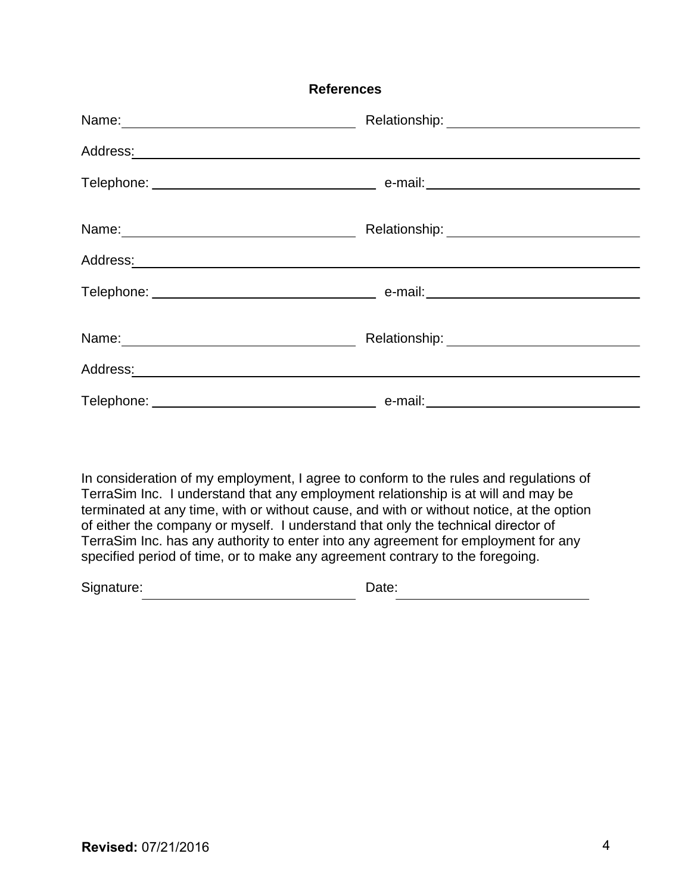## References

Name: \_\_\_\_\_\_\_\_\_\_\_\_\_\_\_\_\_\_\_\_\_\_\_\_\_\_\_\_\_\_ Relationship: \_\_\_\_\_\_\_\_\_\_\_\_\_\_\_\_\_\_\_\_\_\_\_\_\_\_

Address: \_\_\_\_\_\_\_\_\_\_\_\_\_\_\_\_\_\_\_\_\_\_\_\_\_\_\_\_\_\_\_\_\_\_\_\_\_\_\_\_\_\_\_\_\_\_\_\_\_\_\_\_\_\_\_\_\_\_\_\_\_\_

Telephone: \_\_\_\_\_\_\_\_\_\_\_\_\_\_\_\_\_\_\_\_\_\_\_\_\_\_\_\_\_\_ e-mail: \_\_\_\_\_\_\_\_\_\_\_\_\_\_\_\_\_\_\_\_\_\_\_\_\_\_\_\_\_\_

Name: \_\_\_\_\_\_\_\_\_\_\_\_\_\_\_\_\_\_\_\_\_\_\_\_\_\_\_\_\_\_ Relationship: \_\_\_\_\_\_\_\_\_\_\_\_\_\_\_\_\_\_\_\_\_\_\_\_\_\_

Address: \_\_\_\_\_\_\_\_\_\_\_\_\_\_\_\_\_\_\_\_\_\_\_\_\_\_\_\_\_\_\_\_\_\_\_\_\_\_\_\_\_\_\_\_\_\_\_\_\_\_\_\_\_\_\_\_\_\_\_\_\_\_

Telephone: \_\_\_\_\_\_\_\_\_\_\_\_\_\_\_\_\_\_\_\_\_\_\_\_\_\_\_\_\_\_ e-mail: \_\_\_\_\_\_\_\_\_\_\_\_\_\_\_\_\_\_\_\_\_\_\_\_\_\_\_\_\_\_

Name: \_\_\_\_\_\_\_\_\_\_\_\_\_\_\_\_\_\_\_\_\_\_\_\_\_\_\_\_\_\_ Relationship: \_\_\_\_\_\_\_\_\_\_\_\_\_\_\_\_\_\_\_\_\_\_\_\_\_\_

Address: \_\_\_\_\_\_\_\_\_\_\_\_\_\_\_\_\_\_\_\_\_\_\_\_\_\_\_\_\_\_\_\_\_\_\_\_\_\_\_\_\_\_\_\_\_\_\_\_\_\_\_\_\_\_\_\_\_\_\_\_\_\_

Telephone: \_\_\_\_\_\_\_\_\_\_\_\_\_\_\_\_\_\_\_\_\_\_\_\_\_\_\_\_\_\_ e-mail: \_\_\_\_\_\_\_\_\_\_\_\_\_\_\_\_\_\_\_\_\_\_\_\_\_\_\_\_\_\_

In consideration of my employment, I agree to conform to the rules and regulations of TerraSim Inc. I understand that any employment relationship is at will and may be terminated at any time, with or without cause, and with or without notice, at the option of either the company or myself. I understand that only the technical director of TerraSim Inc. has any authority to enter into any agreement for employment for any specified period of time, or to make any agreement contrary to the foregoing.

Signature: \_\_\_\_\_\_\_\_\_\_\_\_\_\_\_\_\_\_\_\_\_\_\_\_\_\_\_\_ Date: \_\_\_\_\_\_\_\_\_\_\_\_\_\_\_\_\_\_\_\_\_\_\_\_\_\_

**Revised:** 07/21/2016